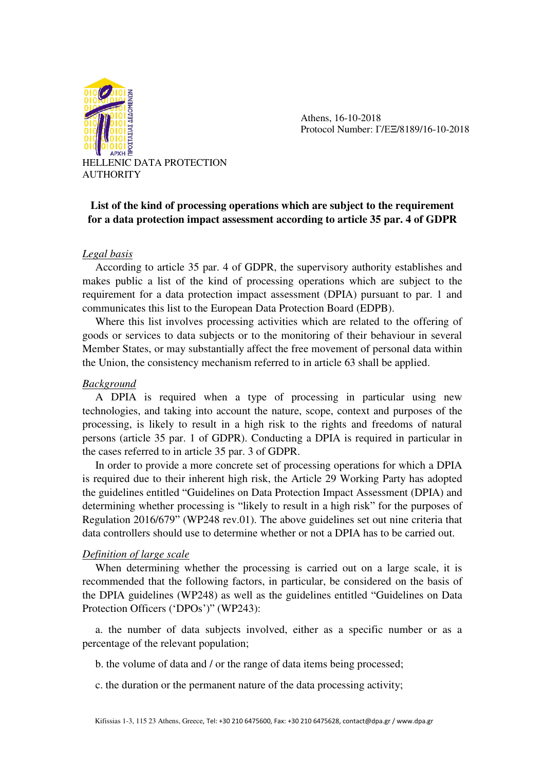HELLENIC DATA PROTECTION AUTHORITY

Athens, 16-10-2018
Protocol Number: Γ/ΕΞ/8189/16-10-2018

# List of the kind of processing operations which are subject to the requirement for a data protection impact assessment according to article 35 par. 4 of GDPR

*Legal basis*

According to article 35 par. 4 of GDPR, the supervisory authority establishes and makes public a list of the kind of processing operations which are subject to the requirement for a data protection impact assessment (DPIA) pursuant to par. 1 and communicates this list to the European Data Protection Board (EDPB).

Where this list involves processing activities which are related to the offering of goods or services to data subjects or to the monitoring of their behaviour in several Member States, or may substantially affect the free movement of personal data within the Union, the consistency mechanism referred to in article 63 shall be applied.

*Background*

A DPIA is required when a type of processing in particular using new technologies, and taking into account the nature, scope, context and purposes of the processing, is likely to result in a high risk to the rights and freedoms of natural persons (article 35 par. 1 of GDPR). Conducting a DPIA is required in particular in the cases referred to in article 35 par. 3 of GDPR.

In order to provide a more concrete set of processing operations for which a DPIA is required due to their inherent high risk, the Article 29 Working Party has adopted the guidelines entitled "Guidelines on Data Protection Impact Assessment (DPIA) and determining whether processing is "likely to result in a high risk" for the purposes of Regulation 2016/679" (WP248 rev.01). The above guidelines set out nine criteria that data controllers should use to determine whether or not a DPIA has to be carried out.

*Definition of large scale*

When determining whether the processing is carried out on a large scale, it is recommended that the following factors, in particular, be considered on the basis of the DPIA guidelines (WP248) as well as the guidelines entitled "Guidelines on Data Protection Officers ('DPOs')" (WP243):

a. the number of data subjects involved, either as a specific number or as a percentage of the relevant population;

b. the volume of data and / or the range of data items being processed;

c. the duration or the permanent nature of the data processing activity;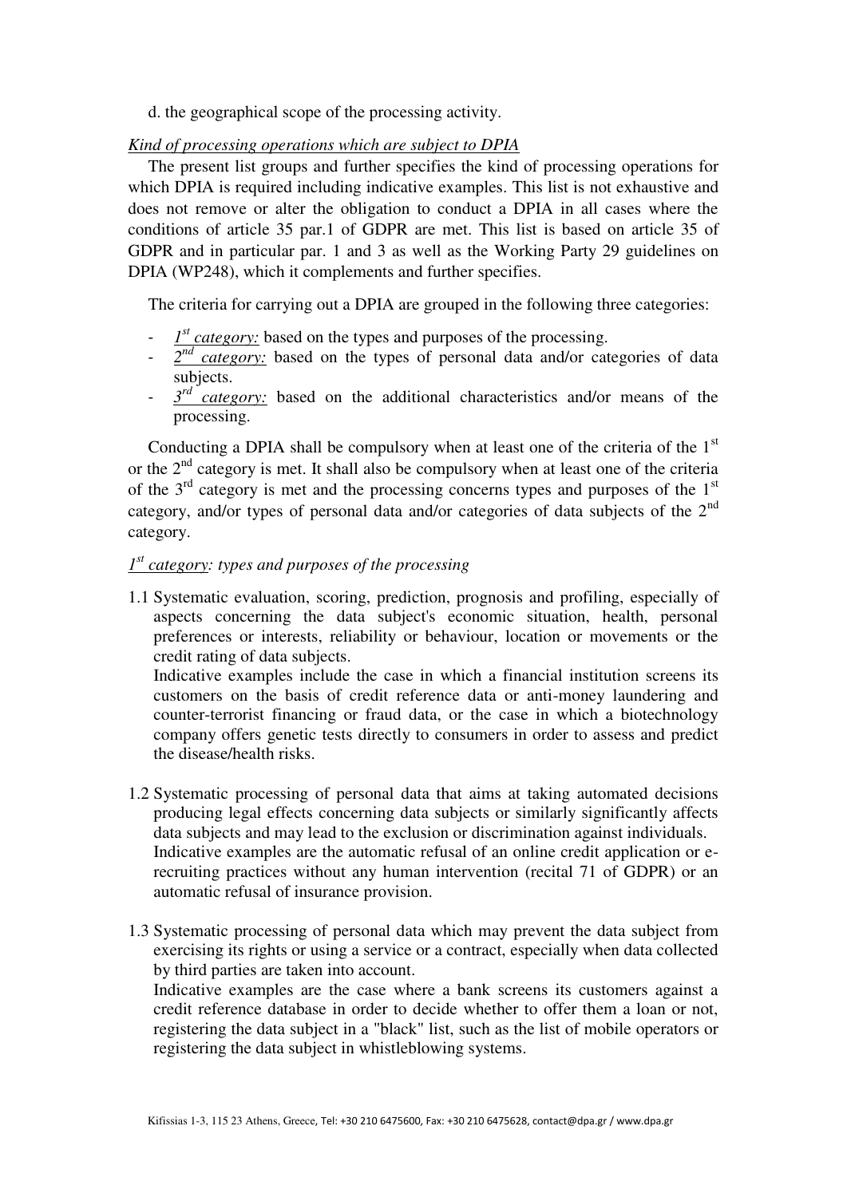d. the geographical scope of the processing activity.

*Kind of processing operations which are subject to DPIA*

The present list groups and further specifies the kind of processing operations for which DPIA is required including indicative examples. This list is not exhaustive and does not remove or alter the obligation to conduct a DPIA in all cases where the conditions of article 35 par.1 of GDPR are met. This list is based on article 35 of GDPR and in particular par. 1 and 3 as well as the Working Party 29 guidelines on DPIA (WP248), which it complements and further specifies.

The criteria for carrying out a DPIA are grouped in the following three categories:

- *1st category:* based on the types and purposes of the processing.
- *2nd category:* based on the types of personal data and/or categories of data subjects.
- *3rd category:* based on the additional characteristics and/or means of the processing.

Conducting a DPIA shall be compulsory when at least one of the criteria of the 1st or the 2nd category is met. It shall also be compulsory when at least one of the criteria of the 3rd category is met and the processing concerns types and purposes of the 1st category, and/or types of personal data and/or categories of data subjects of the 2nd category.

*1st category: types and purposes of the processing*

1.1 Systematic evaluation, scoring, prediction, prognosis and profiling, especially of aspects concerning the data subject's economic situation, health, personal preferences or interests, reliability or behaviour, location or movements or the credit rating of data subjects.
Indicative examples include the case in which a financial institution screens its customers on the basis of credit reference data or anti-money laundering and counter-terrorist financing or fraud data, or the case in which a biotechnology company offers genetic tests directly to consumers in order to assess and predict the disease/health risks.

1.2 Systematic processing of personal data that aims at taking automated decisions producing legal effects concerning data subjects or similarly significantly affects data subjects and may lead to the exclusion or discrimination against individuals.
Indicative examples are the automatic refusal of an online credit application or e-recruiting practices without any human intervention (recital 71 of GDPR) or an automatic refusal of insurance provision.

1.3 Systematic processing of personal data which may prevent the data subject from exercising its rights or using a service or a contract, especially when data collected by third parties are taken into account.
Indicative examples are the case where a bank screens its customers against a credit reference database in order to decide whether to offer them a loan or not, registering the data subject in a "black" list, such as the list of mobile operators or registering the data subject in whistleblowing systems.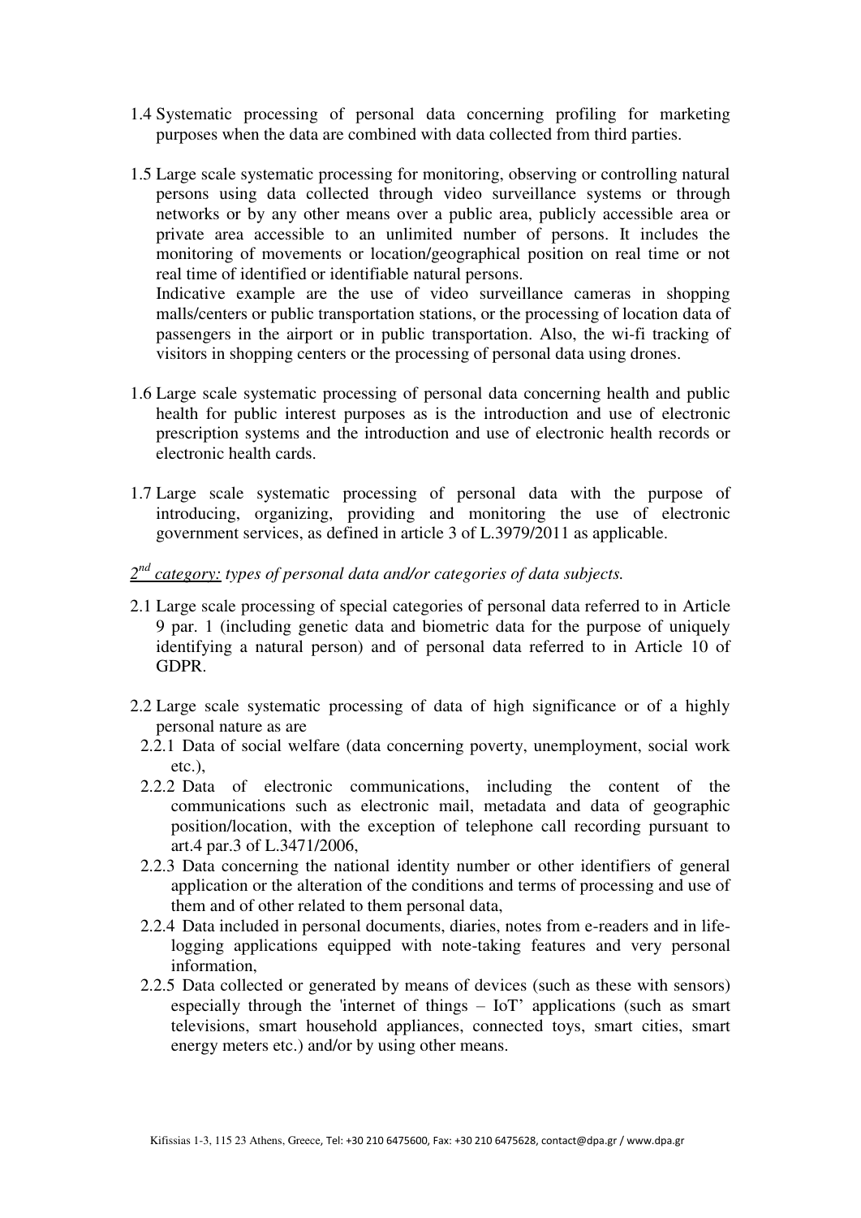1.4 Systematic processing of personal data concerning profiling for marketing purposes when the data are combined with data collected from third parties.

1.5 Large scale systematic processing for monitoring, observing or controlling natural persons using data collected through video surveillance systems or through networks or by any other means over a public area, publicly accessible area or private area accessible to an unlimited number of persons. It includes the monitoring of movements or location/geographical position on real time or not real time of identified or identifiable natural persons.
Indicative example are the use of video surveillance cameras in shopping malls/centers or public transportation stations, or the processing of location data of passengers in the airport or in public transportation. Also, the wi-fi tracking of visitors in shopping centers or the processing of personal data using drones.

1.6 Large scale systematic processing of personal data concerning health and public health for public interest purposes as is the introduction and use of electronic prescription systems and the introduction and use of electronic health records or electronic health cards.

1.7 Large scale systematic processing of personal data with the purpose of introducing, organizing, providing and monitoring the use of electronic government services, as defined in article 3 of L.3979/2011 as applicable.

*__2nd category:__ types of personal data and/or categories of data subjects.*

2.1 Large scale processing of special categories of personal data referred to in Article 9 par. 1 (including genetic data and biometric data for the purpose of uniquely identifying a natural person) and of personal data referred to in Article 10 of GDPR.

2.2 Large scale systematic processing of data of high significance or of a highly personal nature as are
  2.2.1 Data of social welfare (data concerning poverty, unemployment, social work etc.),
  2.2.2 Data of electronic communications, including the content of the communications such as electronic mail, metadata and data of geographic position/location, with the exception of telephone call recording pursuant to art.4 par.3 of L.3471/2006,
  2.2.3 Data concerning the national identity number or other identifiers of general application or the alteration of the conditions and terms of processing and use of them and of other related to them personal data,
  2.2.4 Data included in personal documents, diaries, notes from e-readers and in life-logging applications equipped with note-taking features and very personal information,
  2.2.5 Data collected or generated by means of devices (such as these with sensors) especially through the 'internet of things – IoT' applications (such as smart televisions, smart household appliances, connected toys, smart cities, smart energy meters etc.) and/or by using other means.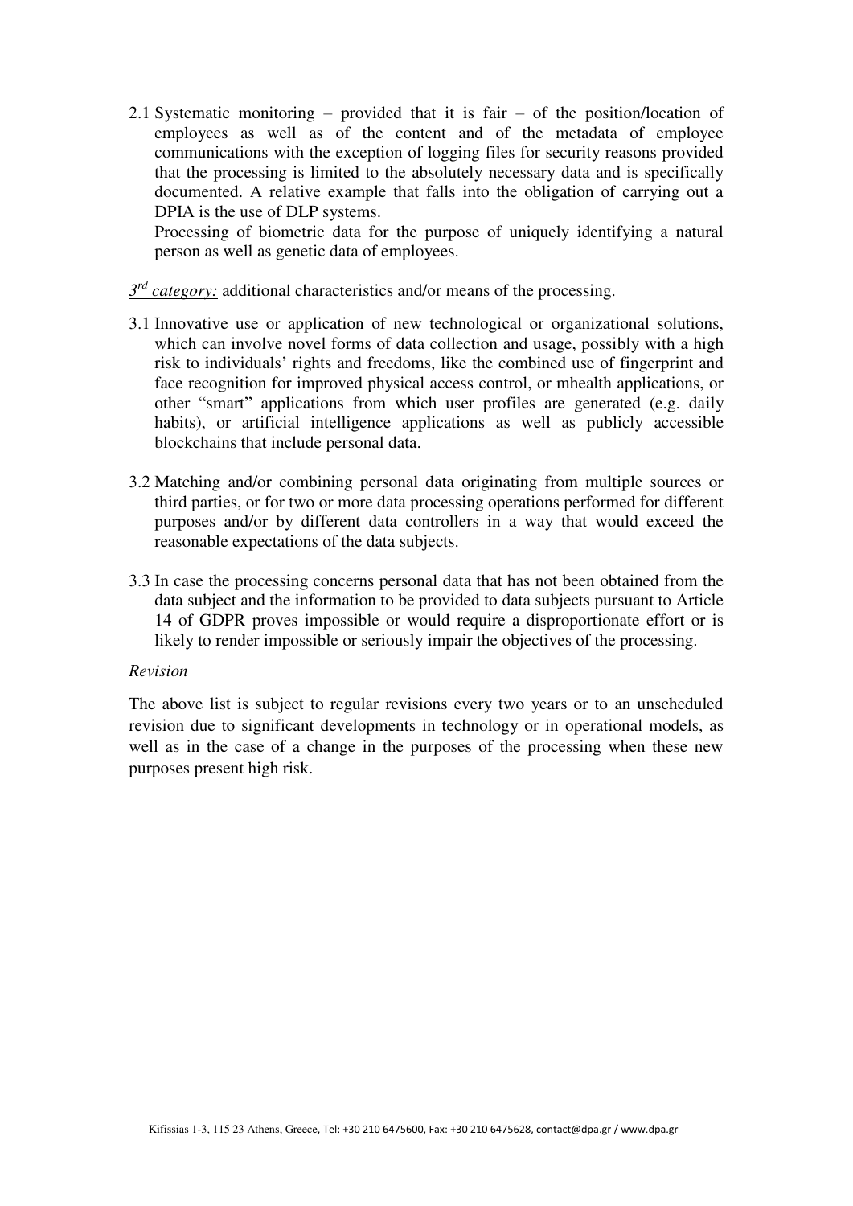2.1 Systematic monitoring – provided that it is fair – of the position/location of employees as well as of the content and of the metadata of employee communications with the exception of logging files for security reasons provided that the processing is limited to the absolutely necessary data and is specifically documented. A relative example that falls into the obligation of carrying out a DPIA is the use of DLP systems.

   Processing of biometric data for the purpose of uniquely identifying a natural person as well as genetic data of employees.

*3rd category:* additional characteristics and/or means of the processing.

3.1 Innovative use or application of new technological or organizational solutions, which can involve novel forms of data collection and usage, possibly with a high risk to individuals' rights and freedoms, like the combined use of fingerprint and face recognition for improved physical access control, or mhealth applications, or other "smart" applications from which user profiles are generated (e.g. daily habits), or artificial intelligence applications as well as publicly accessible blockchains that include personal data.

3.2 Matching and/or combining personal data originating from multiple sources or third parties, or for two or more data processing operations performed for different purposes and/or by different data controllers in a way that would exceed the reasonable expectations of the data subjects.

3.3 In case the processing concerns personal data that has not been obtained from the data subject and the information to be provided to data subjects pursuant to Article 14 of GDPR proves impossible or would require a disproportionate effort or is likely to render impossible or seriously impair the objectives of the processing.

*Revision*

The above list is subject to regular revisions every two years or to an unscheduled revision due to significant developments in technology or in operational models, as well as in the case of a change in the purposes of the processing when these new purposes present high risk.